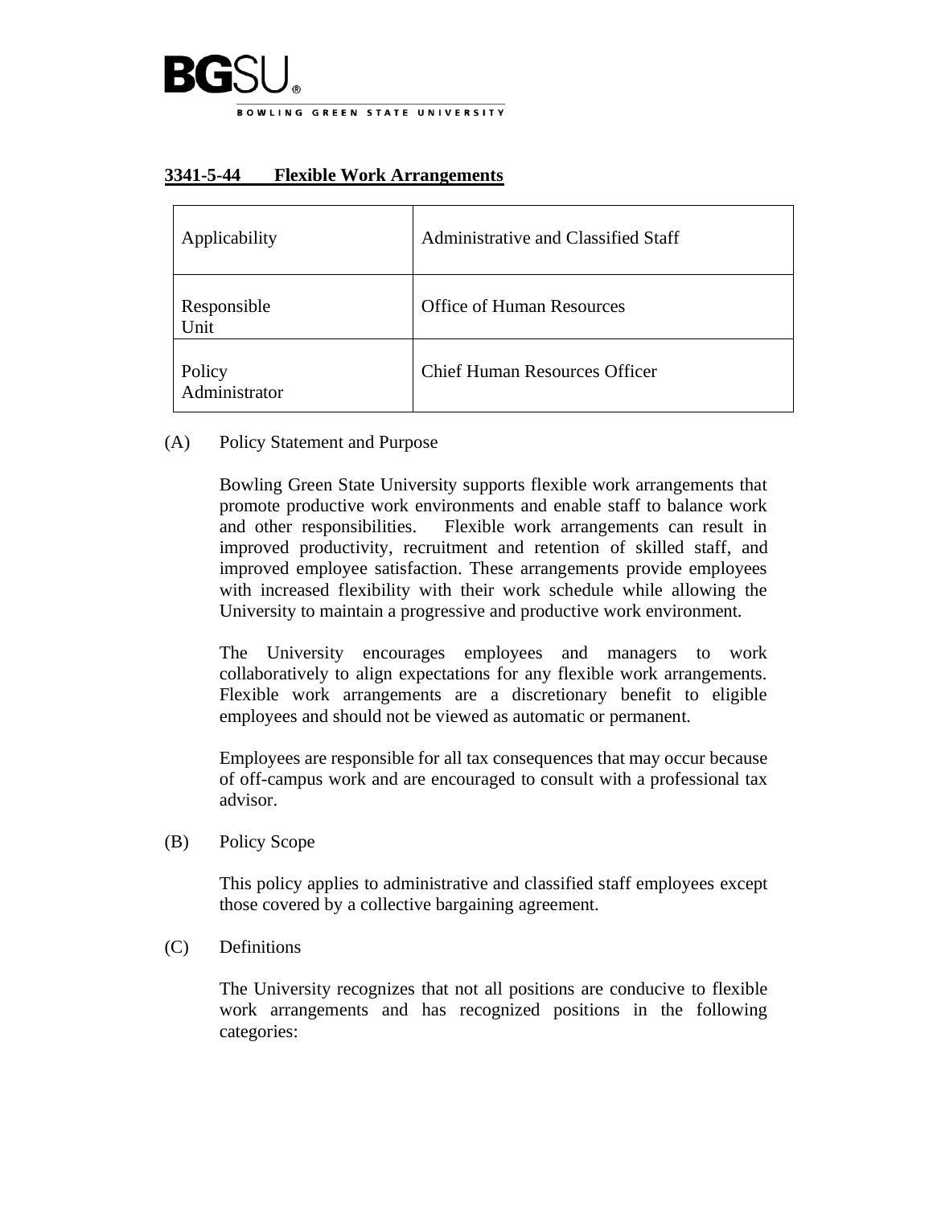**BGSU**
BOWLING GREEN STATE UNIVERSITY

## 3341-5-44 Flexible Work Arrangements

| Applicability | Administrative and Classified Staff |
|---|---|
| Responsible Unit | Office of Human Resources |
| Policy Administrator | Chief Human Resources Officer |

(A) Policy Statement and Purpose

Bowling Green State University supports flexible work arrangements that promote productive work environments and enable staff to balance work and other responsibilities. Flexible work arrangements can result in improved productivity, recruitment and retention of skilled staff, and improved employee satisfaction. These arrangements provide employees with increased flexibility with their work schedule while allowing the University to maintain a progressive and productive work environment.

The University encourages employees and managers to work collaboratively to align expectations for any flexible work arrangements. Flexible work arrangements are a discretionary benefit to eligible employees and should not be viewed as automatic or permanent.

Employees are responsible for all tax consequences that may occur because of off-campus work and are encouraged to consult with a professional tax advisor.

(B) Policy Scope

This policy applies to administrative and classified staff employees except those covered by a collective bargaining agreement.

(C) Definitions

The University recognizes that not all positions are conducive to flexible work arrangements and has recognized positions in the following categories: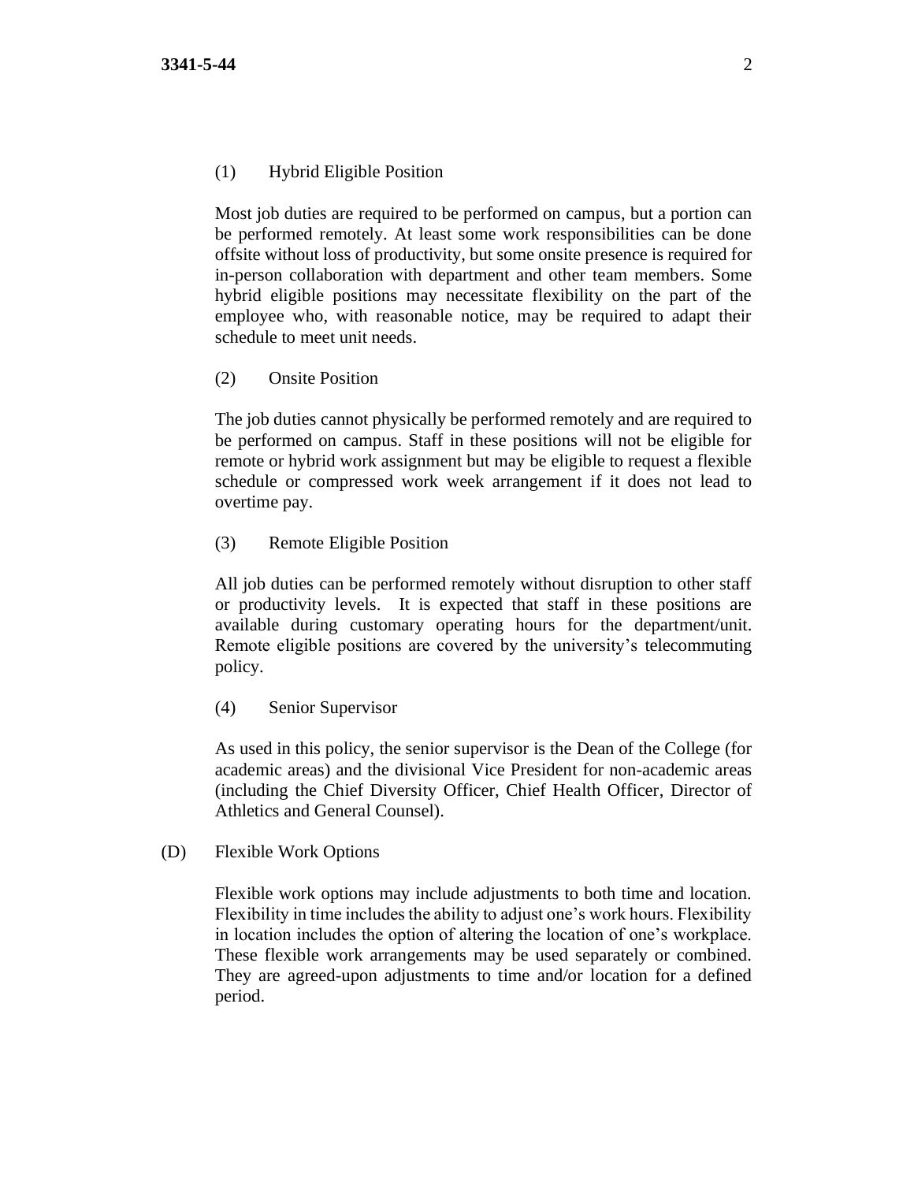(1) Hybrid Eligible Position

Most job duties are required to be performed on campus, but a portion can be performed remotely. At least some work responsibilities can be done offsite without loss of productivity, but some onsite presence is required for in-person collaboration with department and other team members. Some hybrid eligible positions may necessitate flexibility on the part of the employee who, with reasonable notice, may be required to adapt their schedule to meet unit needs.

(2) Onsite Position

The job duties cannot physically be performed remotely and are required to be performed on campus. Staff in these positions will not be eligible for remote or hybrid work assignment but may be eligible to request a flexible schedule or compressed work week arrangement if it does not lead to overtime pay.

(3) Remote Eligible Position

All job duties can be performed remotely without disruption to other staff or productivity levels. It is expected that staff in these positions are available during customary operating hours for the department/unit. Remote eligible positions are covered by the university's telecommuting policy.

(4) Senior Supervisor

As used in this policy, the senior supervisor is the Dean of the College (for academic areas) and the divisional Vice President for non-academic areas (including the Chief Diversity Officer, Chief Health Officer, Director of Athletics and General Counsel).

(D) Flexible Work Options

Flexible work options may include adjustments to both time and location. Flexibility in time includes the ability to adjust one's work hours. Flexibility in location includes the option of altering the location of one's workplace. These flexible work arrangements may be used separately or combined. They are agreed-upon adjustments to time and/or location for a defined period.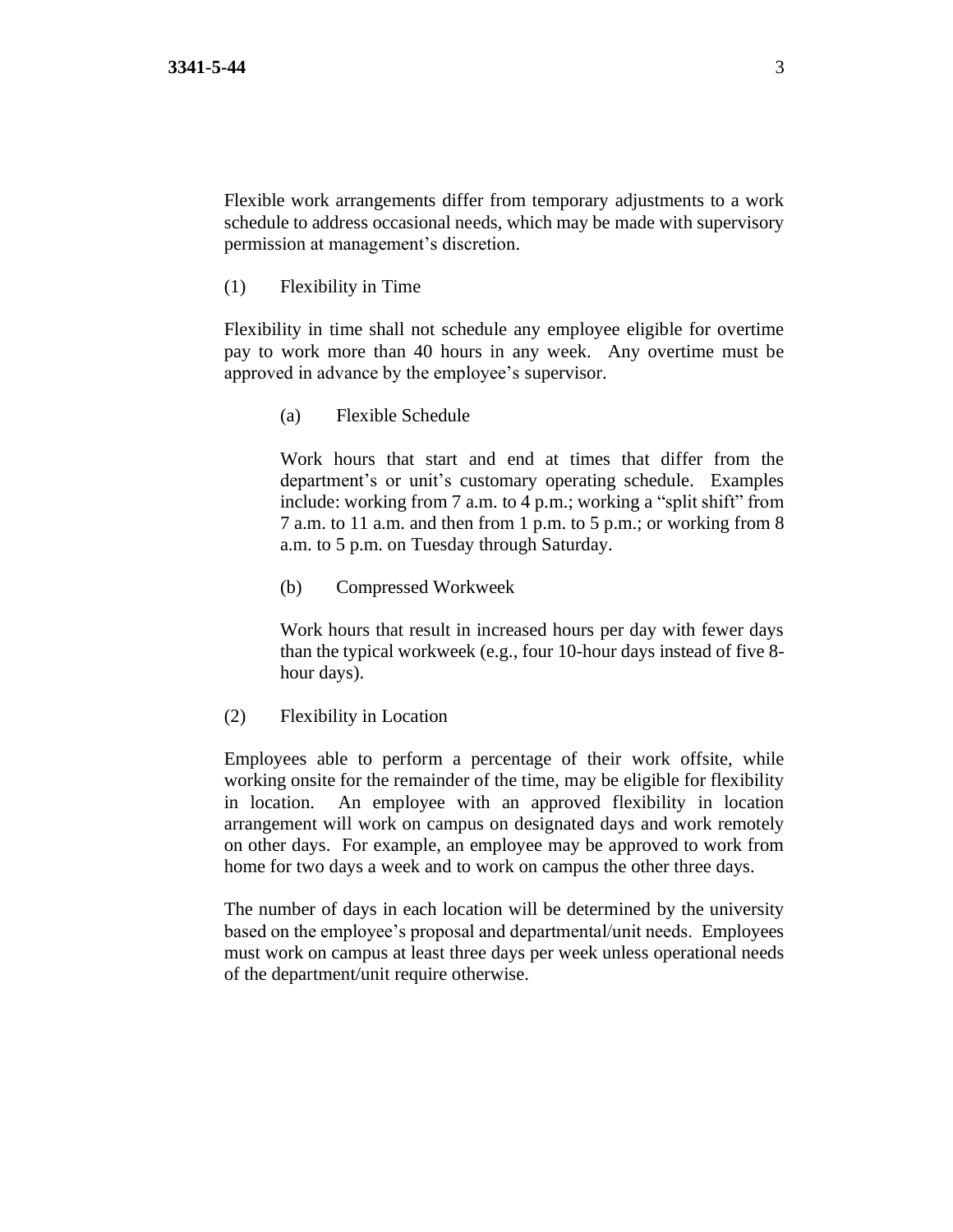Flexible work arrangements differ from temporary adjustments to a work schedule to address occasional needs, which may be made with supervisory permission at management's discretion.

(1) Flexibility in Time

Flexibility in time shall not schedule any employee eligible for overtime pay to work more than 40 hours in any week. Any overtime must be approved in advance by the employee's supervisor.

(a) Flexible Schedule

Work hours that start and end at times that differ from the department's or unit's customary operating schedule. Examples include: working from 7 a.m. to 4 p.m.; working a "split shift" from 7 a.m. to 11 a.m. and then from 1 p.m. to 5 p.m.; or working from 8 a.m. to 5 p.m. on Tuesday through Saturday.

(b) Compressed Workweek

Work hours that result in increased hours per day with fewer days than the typical workweek (e.g., four 10-hour days instead of five 8-hour days).

(2) Flexibility in Location

Employees able to perform a percentage of their work offsite, while working onsite for the remainder of the time, may be eligible for flexibility in location. An employee with an approved flexibility in location arrangement will work on campus on designated days and work remotely on other days. For example, an employee may be approved to work from home for two days a week and to work on campus the other three days.

The number of days in each location will be determined by the university based on the employee's proposal and departmental/unit needs. Employees must work on campus at least three days per week unless operational needs of the department/unit require otherwise.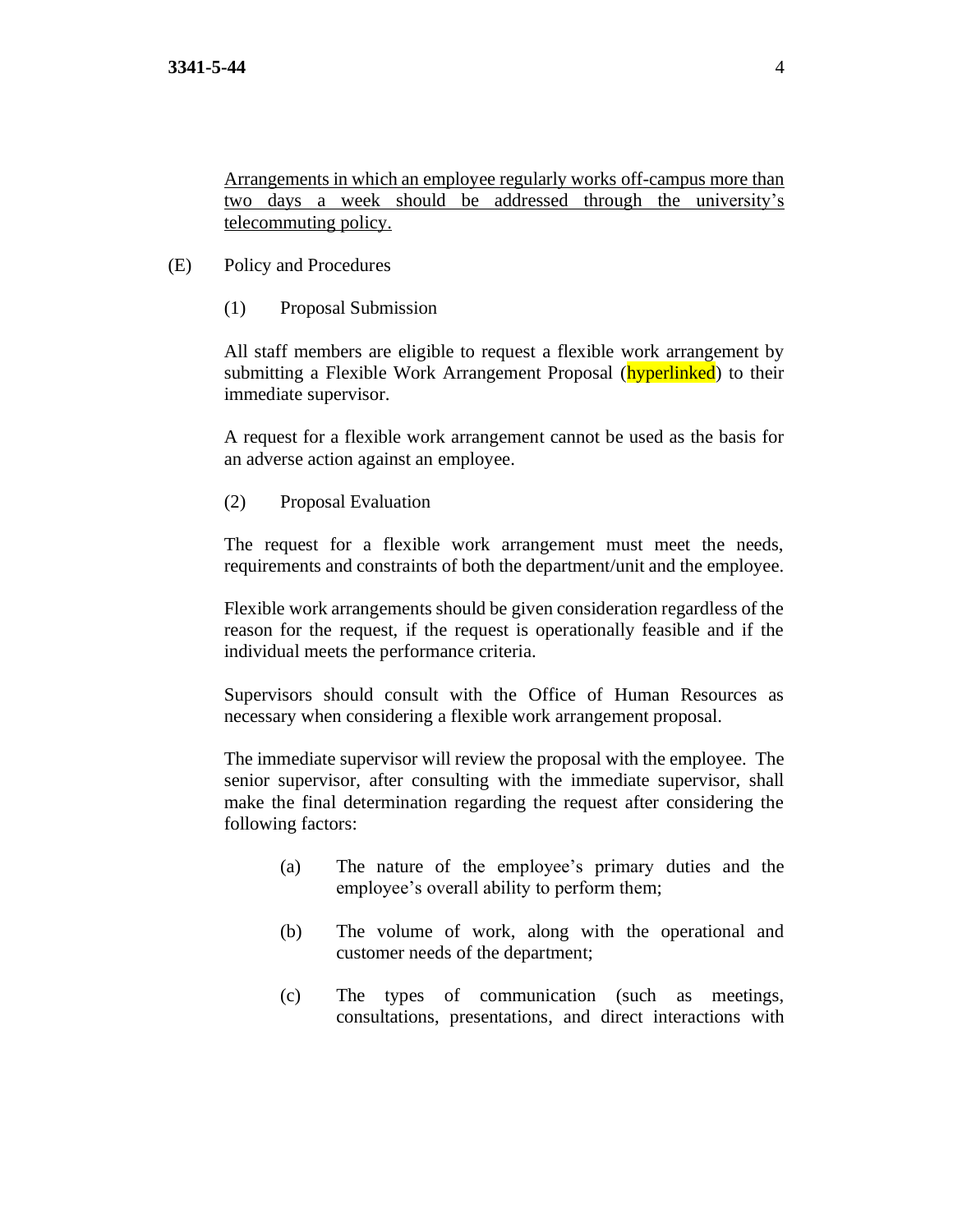<u>Arrangements in which an employee regularly works off-campus more than two days a week should be addressed through the university's telecommuting policy.</u>

(E) Policy and Procedures

(1) Proposal Submission

All staff members are eligible to request a flexible work arrangement by submitting a Flexible Work Arrangement Proposal (hyperlinked) to their immediate supervisor.

A request for a flexible work arrangement cannot be used as the basis for an adverse action against an employee.

(2) Proposal Evaluation

The request for a flexible work arrangement must meet the needs, requirements and constraints of both the department/unit and the employee.

Flexible work arrangements should be given consideration regardless of the reason for the request, if the request is operationally feasible and if the individual meets the performance criteria.

Supervisors should consult with the Office of Human Resources as necessary when considering a flexible work arrangement proposal.

The immediate supervisor will review the proposal with the employee. The senior supervisor, after consulting with the immediate supervisor, shall make the final determination regarding the request after considering the following factors:

(a) The nature of the employee's primary duties and the employee's overall ability to perform them;

(b) The volume of work, along with the operational and customer needs of the department;

(c) The types of communication (such as meetings, consultations, presentations, and direct interactions with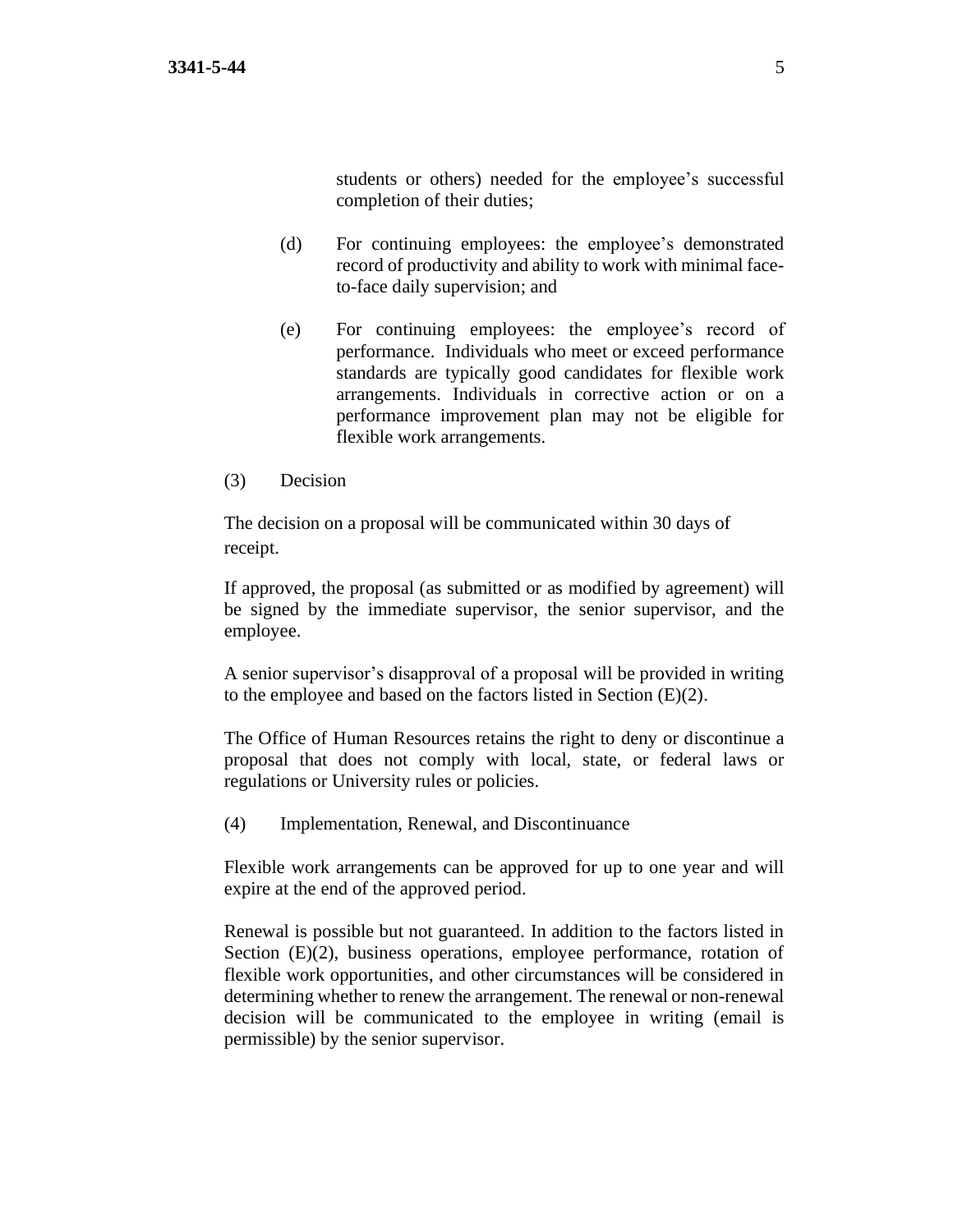students or others) needed for the employee's successful completion of their duties;

(d) For continuing employees: the employee's demonstrated record of productivity and ability to work with minimal face-to-face daily supervision; and

(e) For continuing employees: the employee's record of performance. Individuals who meet or exceed performance standards are typically good candidates for flexible work arrangements. Individuals in corrective action or on a performance improvement plan may not be eligible for flexible work arrangements.

(3) Decision

The decision on a proposal will be communicated within 30 days of receipt.

If approved, the proposal (as submitted or as modified by agreement) will be signed by the immediate supervisor, the senior supervisor, and the employee.

A senior supervisor's disapproval of a proposal will be provided in writing to the employee and based on the factors listed in Section (E)(2).

The Office of Human Resources retains the right to deny or discontinue a proposal that does not comply with local, state, or federal laws or regulations or University rules or policies.

(4) Implementation, Renewal, and Discontinuance

Flexible work arrangements can be approved for up to one year and will expire at the end of the approved period.

Renewal is possible but not guaranteed. In addition to the factors listed in Section (E)(2), business operations, employee performance, rotation of flexible work opportunities, and other circumstances will be considered in determining whether to renew the arrangement. The renewal or non-renewal decision will be communicated to the employee in writing (email is permissible) by the senior supervisor.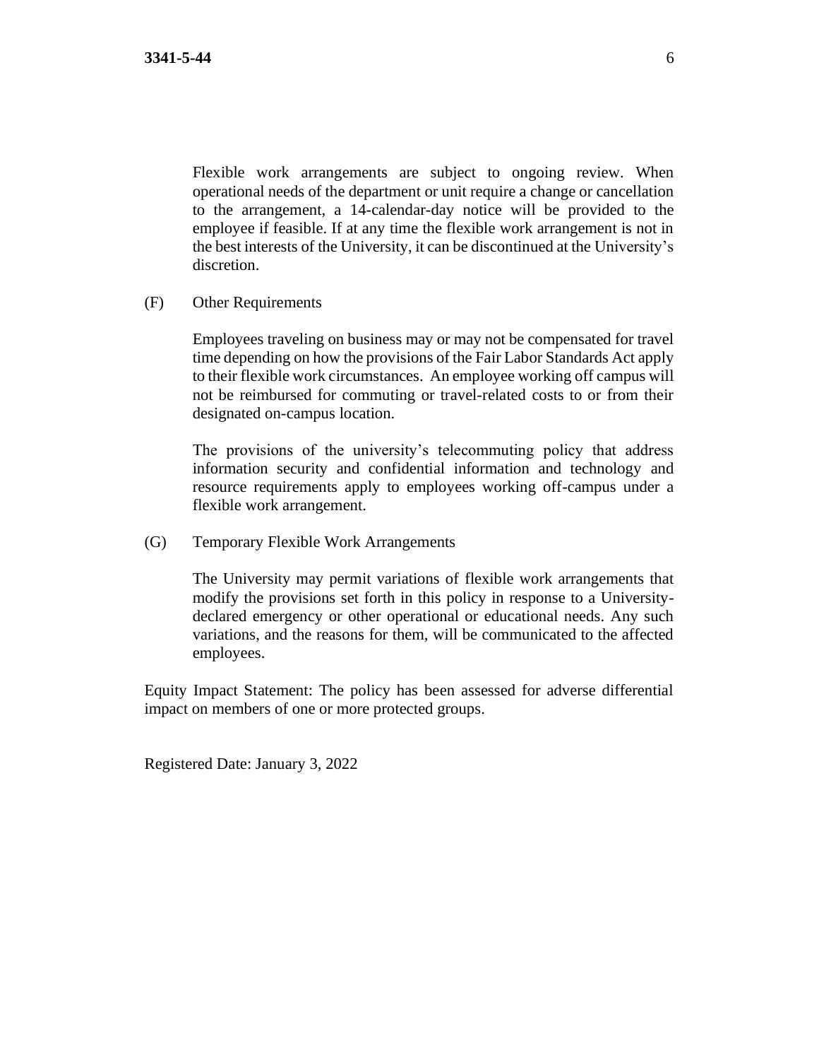Flexible work arrangements are subject to ongoing review. When operational needs of the department or unit require a change or cancellation to the arrangement, a 14-calendar-day notice will be provided to the employee if feasible. If at any time the flexible work arrangement is not in the best interests of the University, it can be discontinued at the University's discretion.

(F) Other Requirements

Employees traveling on business may or may not be compensated for travel time depending on how the provisions of the Fair Labor Standards Act apply to their flexible work circumstances. An employee working off campus will not be reimbursed for commuting or travel-related costs to or from their designated on-campus location.

The provisions of the university's telecommuting policy that address information security and confidential information and technology and resource requirements apply to employees working off-campus under a flexible work arrangement.

(G) Temporary Flexible Work Arrangements

The University may permit variations of flexible work arrangements that modify the provisions set forth in this policy in response to a University-declared emergency or other operational or educational needs. Any such variations, and the reasons for them, will be communicated to the affected employees.

Equity Impact Statement: The policy has been assessed for adverse differential impact on members of one or more protected groups.

Registered Date: January 3, 2022